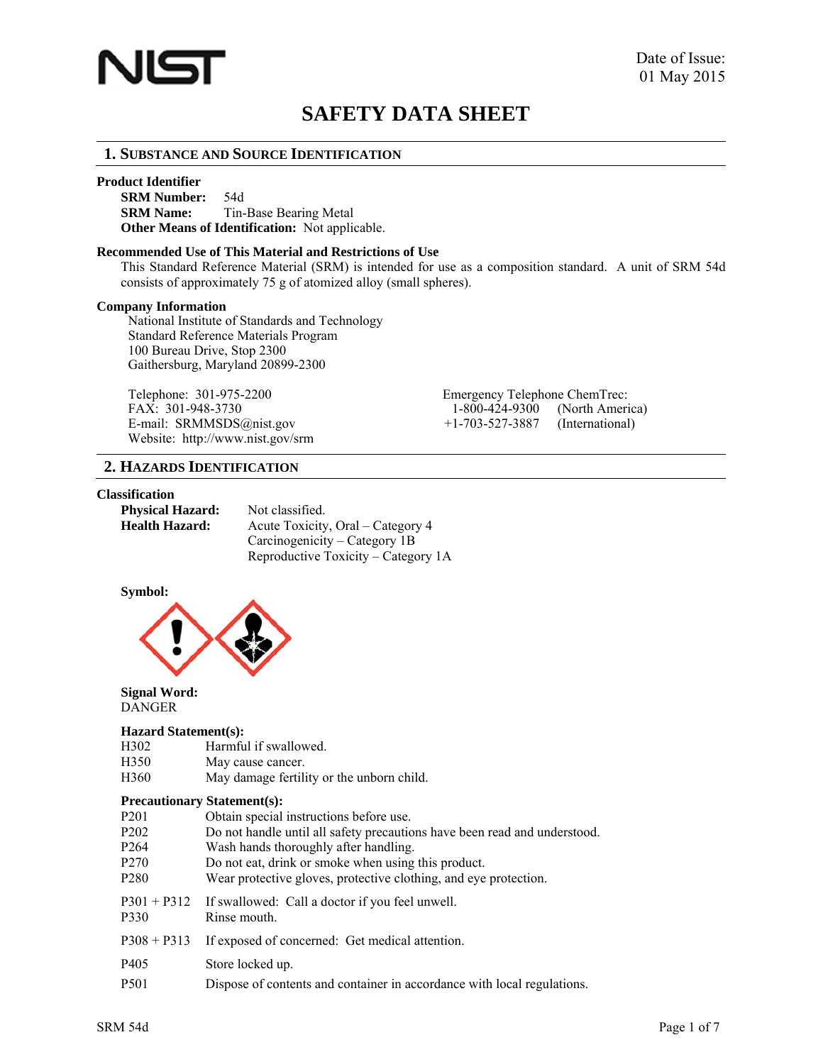Date of Issue:
01 May 2015

# SAFETY DATA SHEET

## 1. Substance and Source Identification

**Product Identifier**

**SRM Number:** 54d
**SRM Name:** Tin-Base Bearing Metal
**Other Means of Identification:** Not applicable.

**Recommended Use of This Material and Restrictions of Use**

This Standard Reference Material (SRM) is intended for use as a composition standard. A unit of SRM 54d consists of approximately 75 g of atomized alloy (small spheres).

**Company Information**

National Institute of Standards and Technology
Standard Reference Materials Program
100 Bureau Drive, Stop 2300
Gaithersburg, Maryland 20899-2300

Telephone: 301-975-2200
FAX: 301-948-3730
E-mail: SRMMSDS@nist.gov
Website: http://www.nist.gov/srm

Emergency Telephone ChemTrec:
1-800-424-9300 (North America)
+1-703-527-3887 (International)

## 2. Hazards Identification

**Classification**

**Physical Hazard:** Not classified.
**Health Hazard:** Acute Toxicity, Oral – Category 4
Carcinogenicity – Category 1B
Reproductive Toxicity – Category 1A

**Symbol:**

**Signal Word:**
DANGER

**Hazard Statement(s):**

| | |
|---|---|
| H302 | Harmful if swallowed. |
| H350 | May cause cancer. |
| H360 | May damage fertility or the unborn child. |

**Precautionary Statement(s):**

| | |
|---|---|
| P201 | Obtain special instructions before use. |
| P202 | Do not handle until all safety precautions have been read and understood. |
| P264 | Wash hands thoroughly after handling. |
| P270 | Do not eat, drink or smoke when using this product. |
| P280 | Wear protective gloves, protective clothing, and eye protection. |
| P301 + P312 | If swallowed: Call a doctor if you feel unwell. |
| P330 | Rinse mouth. |
| P308 + P313 | If exposed of concerned: Get medical attention. |
| P405 | Store locked up. |
| P501 | Dispose of contents and container in accordance with local regulations. |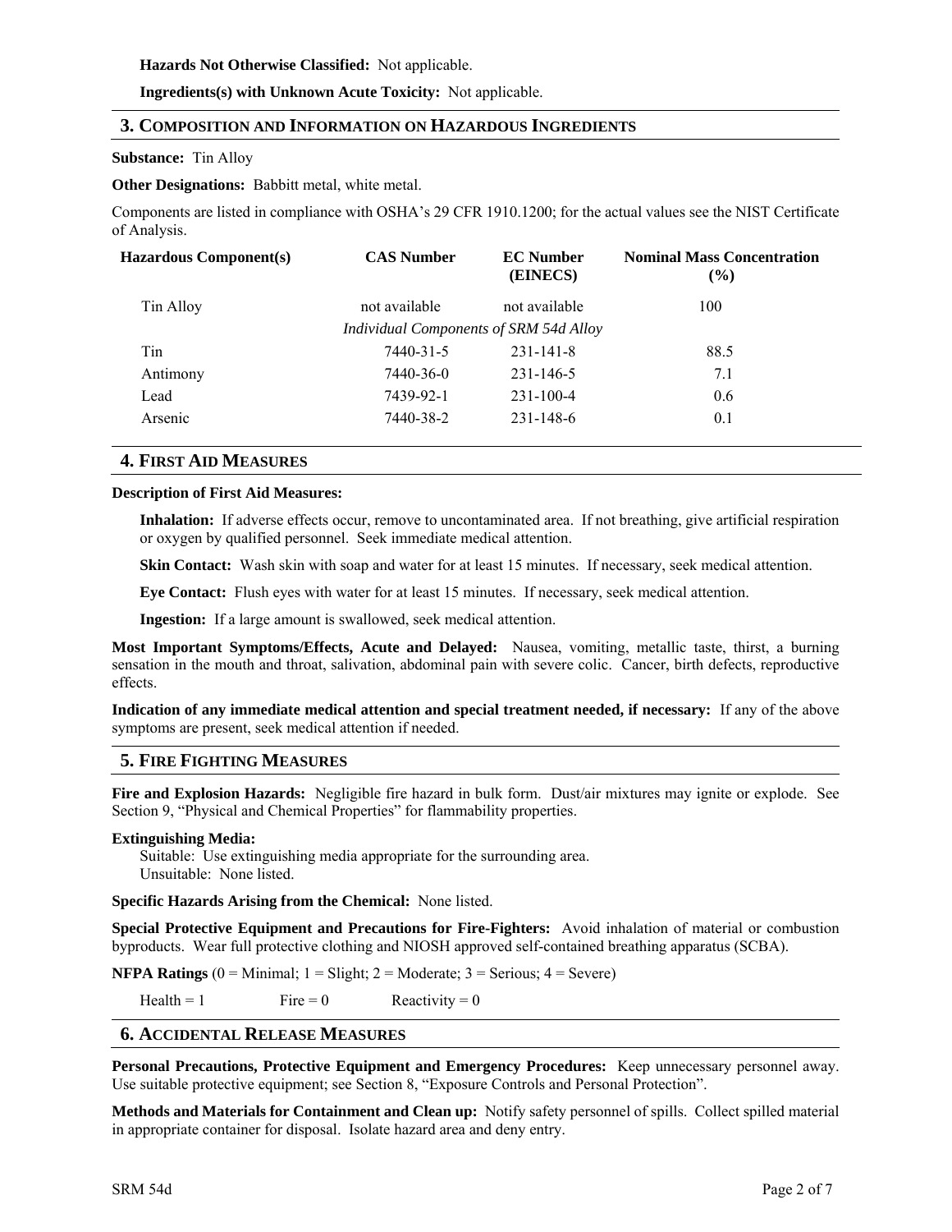**Hazards Not Otherwise Classified:** Not applicable.

**Ingredients(s) with Unknown Acute Toxicity:** Not applicable.

## 3. Composition and Information on Hazardous Ingredients

**Substance:** Tin Alloy

**Other Designations:** Babbitt metal, white metal.

Components are listed in compliance with OSHA's 29 CFR 1910.1200; for the actual values see the NIST Certificate of Analysis.

| Hazardous Component(s) | CAS Number | EC Number (EINECS) | Nominal Mass Concentration (%) |
|---|---|---|---|
| Tin Alloy | not available | not available | 100 |
| | *Individual Components of SRM 54d Alloy* | | |
| Tin | 7440-31-5 | 231-141-8 | 88.5 |
| Antimony | 7440-36-0 | 231-146-5 | 7.1 |
| Lead | 7439-92-1 | 231-100-4 | 0.6 |
| Arsenic | 7440-38-2 | 231-148-6 | 0.1 |

## 4. First Aid Measures

**Description of First Aid Measures:**

**Inhalation:** If adverse effects occur, remove to uncontaminated area. If not breathing, give artificial respiration or oxygen by qualified personnel. Seek immediate medical attention.

**Skin Contact:** Wash skin with soap and water for at least 15 minutes. If necessary, seek medical attention.

**Eye Contact:** Flush eyes with water for at least 15 minutes. If necessary, seek medical attention.

**Ingestion:** If a large amount is swallowed, seek medical attention.

**Most Important Symptoms/Effects, Acute and Delayed:** Nausea, vomiting, metallic taste, thirst, a burning sensation in the mouth and throat, salivation, abdominal pain with severe colic. Cancer, birth defects, reproductive effects.

**Indication of any immediate medical attention and special treatment needed, if necessary:** If any of the above symptoms are present, seek medical attention if needed.

## 5. Fire Fighting Measures

**Fire and Explosion Hazards:** Negligible fire hazard in bulk form. Dust/air mixtures may ignite or explode. See Section 9, "Physical and Chemical Properties" for flammability properties.

**Extinguishing Media:**

Suitable: Use extinguishing media appropriate for the surrounding area.
Unsuitable: None listed.

**Specific Hazards Arising from the Chemical:** None listed.

**Special Protective Equipment and Precautions for Fire-Fighters:** Avoid inhalation of material or combustion byproducts. Wear full protective clothing and NIOSH approved self-contained breathing apparatus (SCBA).

**NFPA Ratings** (0 = Minimal; 1 = Slight; 2 = Moderate; 3 = Serious; 4 = Severe)

Health = 1 Fire = 0 Reactivity = 0

## 6. Accidental Release Measures

**Personal Precautions, Protective Equipment and Emergency Procedures:** Keep unnecessary personnel away. Use suitable protective equipment; see Section 8, "Exposure Controls and Personal Protection".

**Methods and Materials for Containment and Clean up:** Notify safety personnel of spills. Collect spilled material in appropriate container for disposal. Isolate hazard area and deny entry.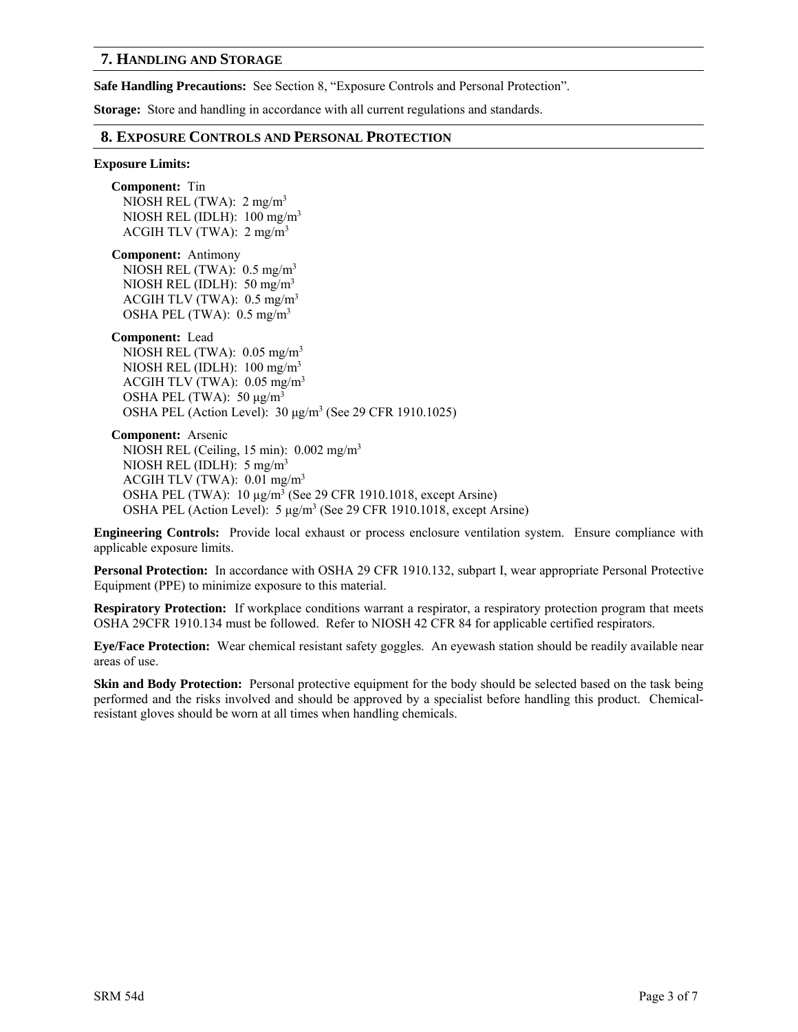## 7. Handling and Storage

**Safe Handling Precautions:** See Section 8, “Exposure Controls and Personal Protection”.

**Storage:** Store and handling in accordance with all current regulations and standards.

## 8. Exposure Controls and Personal Protection

**Exposure Limits:**

**Component:** Tin
NIOSH REL (TWA): 2 mg/m$^3$
NIOSH REL (IDLH): 100 mg/m$^3$
ACGIH TLV (TWA): 2 mg/m$^3$

**Component:** Antimony
NIOSH REL (TWA): 0.5 mg/m$^3$
NIOSH REL (IDLH): 50 mg/m$^3$
ACGIH TLV (TWA): 0.5 mg/m$^3$
OSHA PEL (TWA): 0.5 mg/m$^3$

**Component:** Lead
NIOSH REL (TWA): 0.05 mg/m$^3$
NIOSH REL (IDLH): 100 mg/m$^3$
ACGIH TLV (TWA): 0.05 mg/m$^3$
OSHA PEL (TWA): 50 μg/m$^3$
OSHA PEL (Action Level): 30 μg/m$^3$ (See 29 CFR 1910.1025)

**Component:** Arsenic
NIOSH REL (Ceiling, 15 min): 0.002 mg/m$^3$
NIOSH REL (IDLH): 5 mg/m$^3$
ACGIH TLV (TWA): 0.01 mg/m$^3$
OSHA PEL (TWA): 10 μg/m$^3$ (See 29 CFR 1910.1018, except Arsine)
OSHA PEL (Action Level): 5 μg/m$^3$ (See 29 CFR 1910.1018, except Arsine)

**Engineering Controls:** Provide local exhaust or process enclosure ventilation system. Ensure compliance with applicable exposure limits.

**Personal Protection:** In accordance with OSHA 29 CFR 1910.132, subpart I, wear appropriate Personal Protective Equipment (PPE) to minimize exposure to this material.

**Respiratory Protection:** If workplace conditions warrant a respirator, a respiratory protection program that meets OSHA 29CFR 1910.134 must be followed. Refer to NIOSH 42 CFR 84 for applicable certified respirators.

**Eye/Face Protection:** Wear chemical resistant safety goggles. An eyewash station should be readily available near areas of use.

**Skin and Body Protection:** Personal protective equipment for the body should be selected based on the task being performed and the risks involved and should be approved by a specialist before handling this product. Chemical-resistant gloves should be worn at all times when handling chemicals.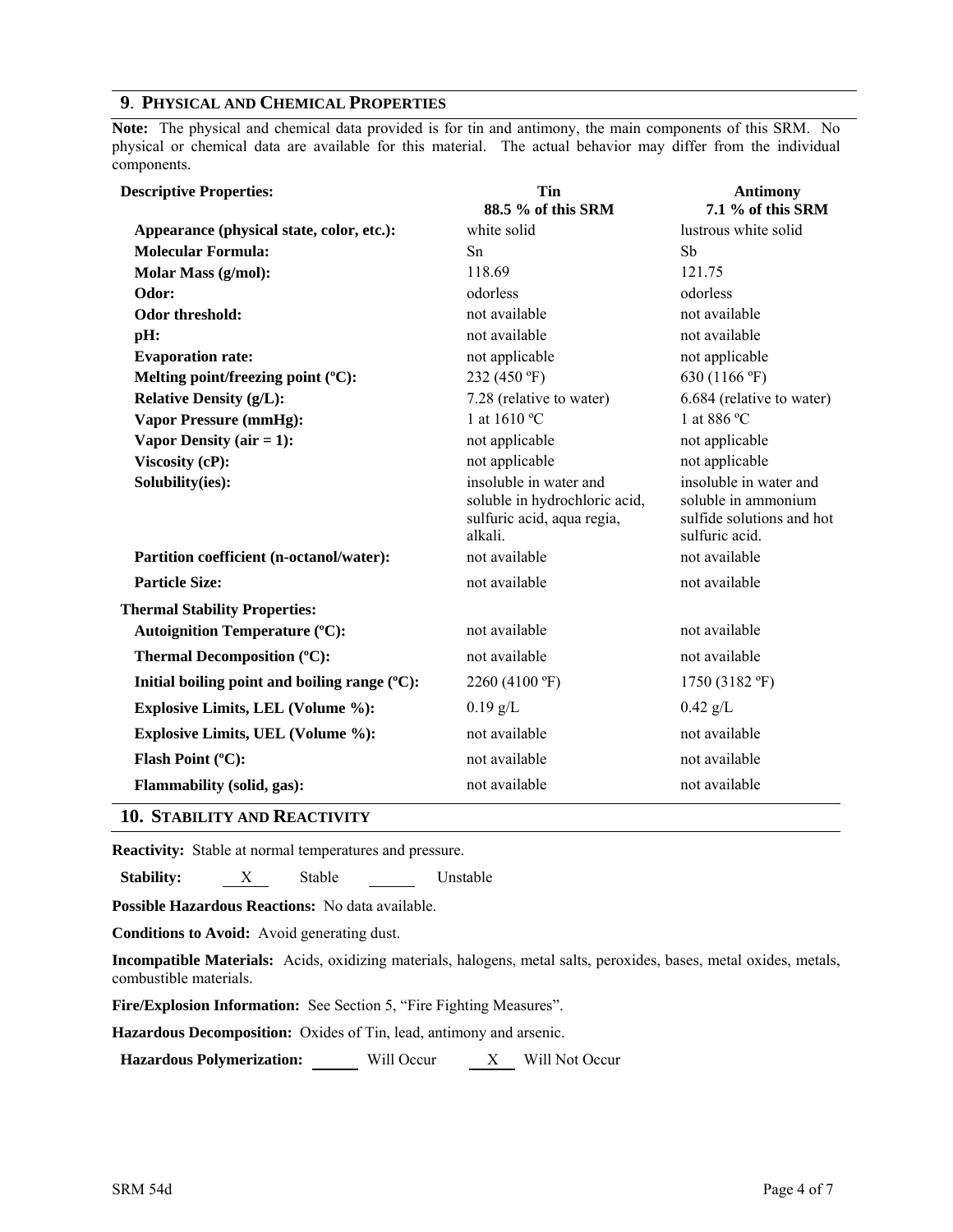## 9. PHYSICAL AND CHEMICAL PROPERTIES

**Note:** The physical and chemical data provided is for tin and antimony, the main components of this SRM. No physical or chemical data are available for this material. The actual behavior may differ from the individual components.

| **Descriptive Properties:** | **Tin** **88.5 % of this SRM** | **Antimony** **7.1 % of this SRM** |
|---|---|---|
| **Appearance (physical state, color, etc.):** | white solid | lustrous white solid |
| **Molecular Formula:** | Sn | Sb |
| **Molar Mass (g/mol):** | 118.69 | 121.75 |
| **Odor:** | odorless | odorless |
| **Odor threshold:** | not available | not available |
| **pH:** | not available | not available |
| **Evaporation rate:** | not applicable | not applicable |
| **Melting point/freezing point (ºC):** | 232 (450 ºF) | 630 (1166 ºF) |
| **Relative Density (g/L):** | 7.28 (relative to water) | 6.684 (relative to water) |
| **Vapor Pressure (mmHg):** | 1 at 1610 ºC | 1 at 886 ºC |
| **Vapor Density (air = 1):** | not applicable | not applicable |
| **Viscosity (cP):** | not applicable | not applicable |
| **Solubility(ies):** | insoluble in water and soluble in hydrochloric acid, sulfuric acid, aqua regia, alkali. | insoluble in water and soluble in ammonium sulfide solutions and hot sulfuric acid. |
| **Partition coefficient (n-octanol/water):** | not available | not available |
| **Particle Size:** | not available | not available |
| **Thermal Stability Properties:** | | |
| **Autoignition Temperature (ºC):** | not available | not available |
| **Thermal Decomposition (ºC):** | not available | not available |
| **Initial boiling point and boiling range (ºC):** | 2260 (4100 ºF) | 1750 (3182 ºF) |
| **Explosive Limits, LEL (Volume %):** | 0.19 g/L | 0.42 g/L |
| **Explosive Limits, UEL (Volume %):** | not available | not available |
| **Flash Point (ºC):** | not available | not available |
| **Flammability (solid, gas):** | not available | not available |

## 10. STABILITY AND REACTIVITY

**Reactivity:** Stable at normal temperatures and pressure.

**Stability:** X Stable ___ Unstable

**Possible Hazardous Reactions:** No data available.

**Conditions to Avoid:** Avoid generating dust.

**Incompatible Materials:** Acids, oxidizing materials, halogens, metal salts, peroxides, bases, metal oxides, metals, combustible materials.

**Fire/Explosion Information:** See Section 5, "Fire Fighting Measures".

**Hazardous Decomposition:** Oxides of Tin, lead, antimony and arsenic.

**Hazardous Polymerization:** ___ Will Occur X Will Not Occur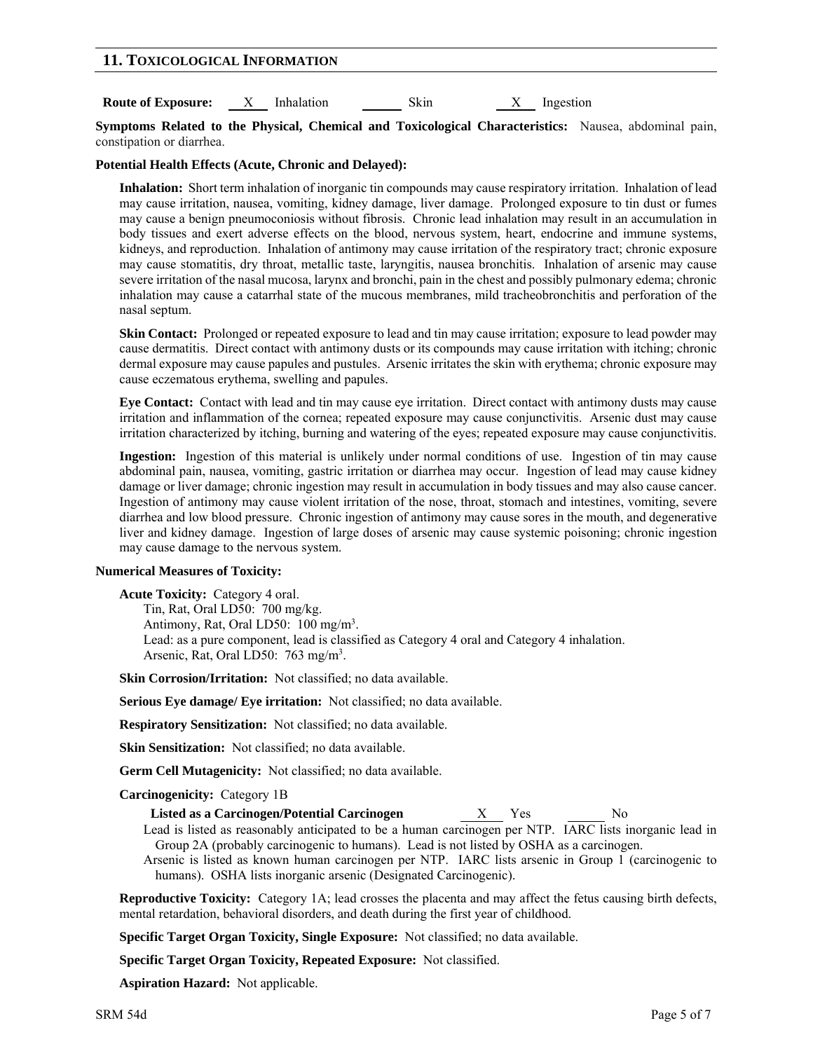## 11. TOXICOLOGICAL INFORMATION

**Route of Exposure:** X Inhalation ____ Skin X Ingestion

**Symptoms Related to the Physical, Chemical and Toxicological Characteristics:** Nausea, abdominal pain, constipation or diarrhea.

**Potential Health Effects (Acute, Chronic and Delayed):**

**Inhalation:** Short term inhalation of inorganic tin compounds may cause respiratory irritation. Inhalation of lead may cause irritation, nausea, vomiting, kidney damage, liver damage. Prolonged exposure to tin dust or fumes may cause a benign pneumoconiosis without fibrosis. Chronic lead inhalation may result in an accumulation in body tissues and exert adverse effects on the blood, nervous system, heart, endocrine and immune systems, kidneys, and reproduction. Inhalation of antimony may cause irritation of the respiratory tract; chronic exposure may cause stomatitis, dry throat, metallic taste, laryngitis, nausea bronchitis. Inhalation of arsenic may cause severe irritation of the nasal mucosa, larynx and bronchi, pain in the chest and possibly pulmonary edema; chronic inhalation may cause a catarrhal state of the mucous membranes, mild tracheobronchitis and perforation of the nasal septum.

**Skin Contact:** Prolonged or repeated exposure to lead and tin may cause irritation; exposure to lead powder may cause dermatitis. Direct contact with antimony dusts or its compounds may cause irritation with itching; chronic dermal exposure may cause papules and pustules. Arsenic irritates the skin with erythema; chronic exposure may cause eczematous erythema, swelling and papules.

**Eye Contact:** Contact with lead and tin may cause eye irritation. Direct contact with antimony dusts may cause irritation and inflammation of the cornea; repeated exposure may cause conjunctivitis. Arsenic dust may cause irritation characterized by itching, burning and watering of the eyes; repeated exposure may cause conjunctivitis.

**Ingestion:** Ingestion of this material is unlikely under normal conditions of use. Ingestion of tin may cause abdominal pain, nausea, vomiting, gastric irritation or diarrhea may occur. Ingestion of lead may cause kidney damage or liver damage; chronic ingestion may result in accumulation in body tissues and may also cause cancer. Ingestion of antimony may cause violent irritation of the nose, throat, stomach and intestines, vomiting, severe diarrhea and low blood pressure. Chronic ingestion of antimony may cause sores in the mouth, and degenerative liver and kidney damage. Ingestion of large doses of arsenic may cause systemic poisoning; chronic ingestion may cause damage to the nervous system.

**Numerical Measures of Toxicity:**

**Acute Toxicity:** Category 4 oral.
Tin, Rat, Oral LD50: 700 mg/kg.
Antimony, Rat, Oral LD50: 100 mg/m$^3$.
Lead: as a pure component, lead is classified as Category 4 oral and Category 4 inhalation.
Arsenic, Rat, Oral LD50: 763 mg/m$^3$.

**Skin Corrosion/Irritation:** Not classified; no data available.

**Serious Eye damage/ Eye irritation:** Not classified; no data available.

**Respiratory Sensitization:** Not classified; no data available.

**Skin Sensitization:** Not classified; no data available.

**Germ Cell Mutagenicity:** Not classified; no data available.

**Carcinogenicity:** Category 1B

**Listed as a Carcinogen/Potential Carcinogen** X Yes ____ No

Lead is listed as reasonably anticipated to be a human carcinogen per NTP. IARC lists inorganic lead in Group 2A (probably carcinogenic to humans). Lead is not listed by OSHA as a carcinogen.

Arsenic is listed as known human carcinogen per NTP. IARC lists arsenic in Group 1 (carcinogenic to humans). OSHA lists inorganic arsenic (Designated Carcinogenic).

**Reproductive Toxicity:** Category 1A; lead crosses the placenta and may affect the fetus causing birth defects, mental retardation, behavioral disorders, and death during the first year of childhood.

**Specific Target Organ Toxicity, Single Exposure:** Not classified; no data available.

**Specific Target Organ Toxicity, Repeated Exposure:** Not classified.

**Aspiration Hazard:** Not applicable.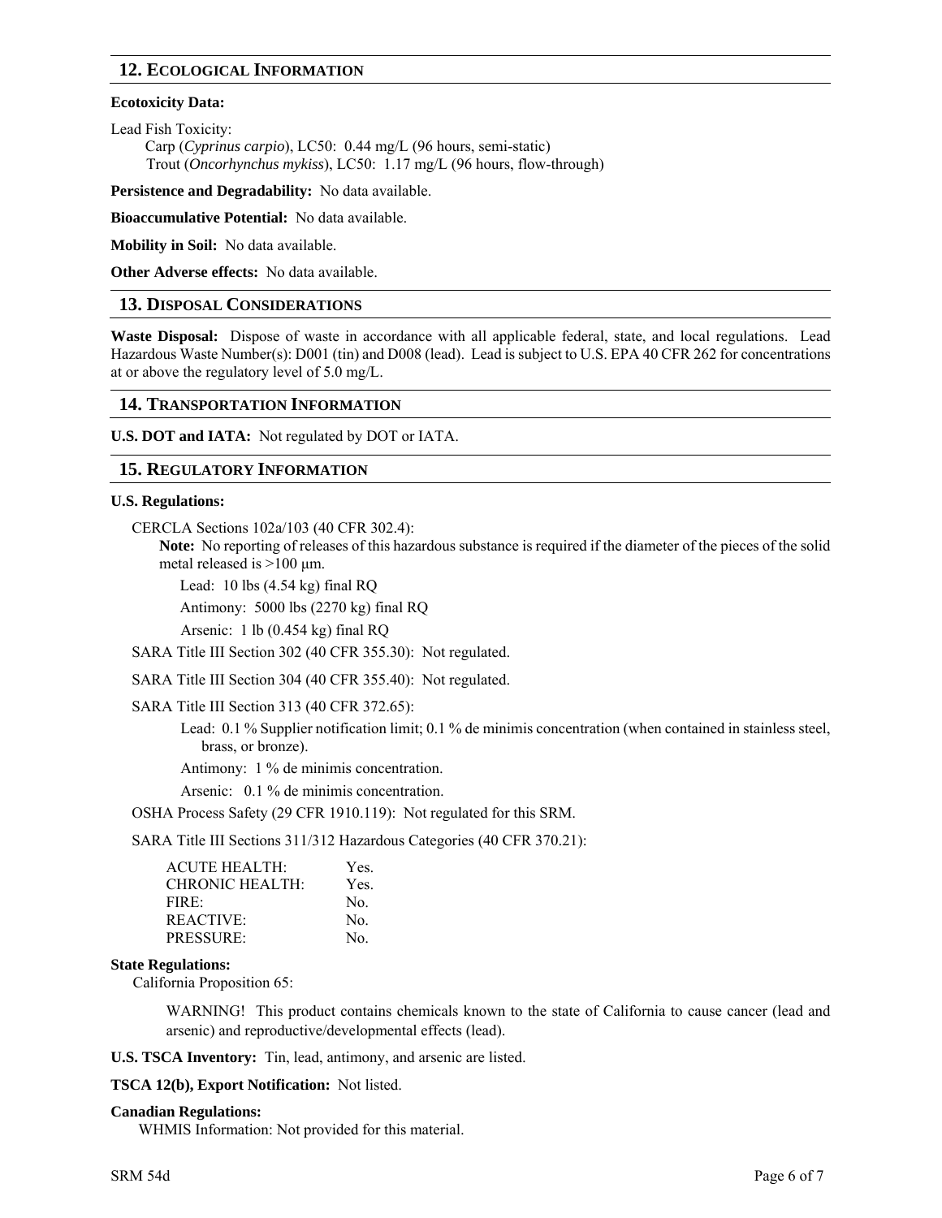## 12. Ecological Information

**Ecotoxicity Data:**

Lead Fish Toxicity:

Carp (*Cyprinus carpio*), LC50: 0.44 mg/L (96 hours, semi-static)
Trout (*Oncorhynchus mykiss*), LC50: 1.17 mg/L (96 hours, flow-through)

**Persistence and Degradability:** No data available.

**Bioaccumulative Potential:** No data available.

**Mobility in Soil:** No data available.

**Other Adverse effects:** No data available.

## 13. Disposal Considerations

**Waste Disposal:** Dispose of waste in accordance with all applicable federal, state, and local regulations. Lead Hazardous Waste Number(s): D001 (tin) and D008 (lead). Lead is subject to U.S. EPA 40 CFR 262 for concentrations at or above the regulatory level of 5.0 mg/L.

## 14. Transportation Information

**U.S. DOT and IATA:** Not regulated by DOT or IATA.

## 15. Regulatory Information

**U.S. Regulations:**

CERCLA Sections 102a/103 (40 CFR 302.4):

**Note:** No reporting of releases of this hazardous substance is required if the diameter of the pieces of the solid metal released is >100 µm.

Lead: 10 lbs (4.54 kg) final RQ

Antimony: 5000 lbs (2270 kg) final RQ

Arsenic: 1 lb (0.454 kg) final RQ

SARA Title III Section 302 (40 CFR 355.30): Not regulated.

SARA Title III Section 304 (40 CFR 355.40): Not regulated.

SARA Title III Section 313 (40 CFR 372.65):

Lead: 0.1 % Supplier notification limit; 0.1 % de minimis concentration (when contained in stainless steel, brass, or bronze).

Antimony: 1 % de minimis concentration.

Arsenic: 0.1 % de minimis concentration.

OSHA Process Safety (29 CFR 1910.119): Not regulated for this SRM.

SARA Title III Sections 311/312 Hazardous Categories (40 CFR 370.21):

| | |
|---|---|
| ACUTE HEALTH: | Yes. |
| CHRONIC HEALTH: | Yes. |
| FIRE: | No. |
| REACTIVE: | No. |
| PRESSURE: | No. |

**State Regulations:**

California Proposition 65:

WARNING! This product contains chemicals known to the state of California to cause cancer (lead and arsenic) and reproductive/developmental effects (lead).

**U.S. TSCA Inventory:** Tin, lead, antimony, and arsenic are listed.

**TSCA 12(b), Export Notification:** Not listed.

**Canadian Regulations:**

WHMIS Information: Not provided for this material.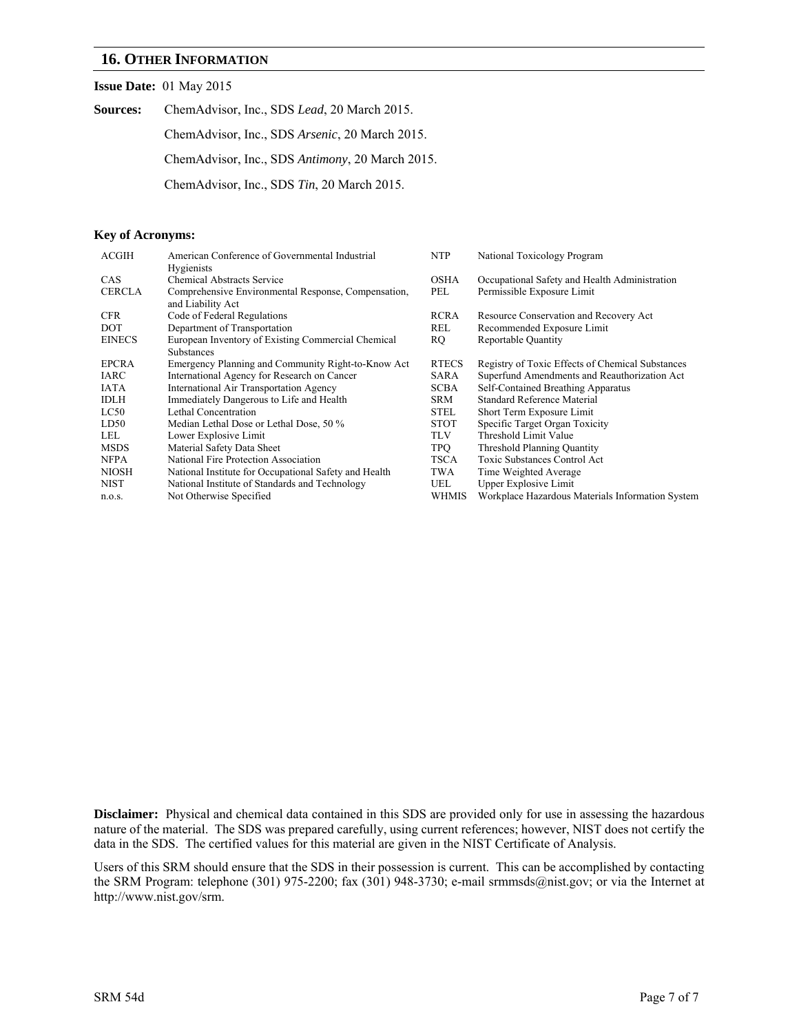## 16. OTHER INFORMATION

**Issue Date:** 01 May 2015

**Sources:** ChemAdvisor, Inc., SDS *Lead*, 20 March 2015.

ChemAdvisor, Inc., SDS *Arsenic*, 20 March 2015.

ChemAdvisor, Inc., SDS *Antimony*, 20 March 2015.

ChemAdvisor, Inc., SDS *Tin*, 20 March 2015.

**Key of Acronyms:**

| | | | |
|---|---|---|---|
| ACGIH | American Conference of Governmental Industrial Hygienists | NTP | National Toxicology Program |
| CAS | Chemical Abstracts Service | OSHA | Occupational Safety and Health Administration |
| CERCLA | Comprehensive Environmental Response, Compensation, and Liability Act | PEL | Permissible Exposure Limit |
| CFR | Code of Federal Regulations | RCRA | Resource Conservation and Recovery Act |
| DOT | Department of Transportation | REL | Recommended Exposure Limit |
| EINECS | European Inventory of Existing Commercial Chemical Substances | RQ | Reportable Quantity |
| EPCRA | Emergency Planning and Community Right-to-Know Act | RTECS | Registry of Toxic Effects of Chemical Substances |
| IARC | International Agency for Research on Cancer | SARA | Superfund Amendments and Reauthorization Act |
| IATA | International Air Transportation Agency | SCBA | Self-Contained Breathing Apparatus |
| IDLH | Immediately Dangerous to Life and Health | SRM | Standard Reference Material |
| LC50 | Lethal Concentration | STEL | Short Term Exposure Limit |
| LD50 | Median Lethal Dose or Lethal Dose, 50 % | STOT | Specific Target Organ Toxicity |
| LEL | Lower Explosive Limit | TLV | Threshold Limit Value |
| MSDS | Material Safety Data Sheet | TPQ | Threshold Planning Quantity |
| NFPA | National Fire Protection Association | TSCA | Toxic Substances Control Act |
| NIOSH | National Institute for Occupational Safety and Health | TWA | Time Weighted Average |
| NIST | National Institute of Standards and Technology | UEL | Upper Explosive Limit |
| n.o.s. | Not Otherwise Specified | WHMIS | Workplace Hazardous Materials Information System |

**Disclaimer:** Physical and chemical data contained in this SDS are provided only for use in assessing the hazardous nature of the material. The SDS was prepared carefully, using current references; however, NIST does not certify the data in the SDS. The certified values for this material are given in the NIST Certificate of Analysis.

Users of this SRM should ensure that the SDS in their possession is current. This can be accomplished by contacting the SRM Program: telephone (301) 975-2200; fax (301) 948-3730; e-mail srmmsds@nist.gov; or via the Internet at http://www.nist.gov/srm.